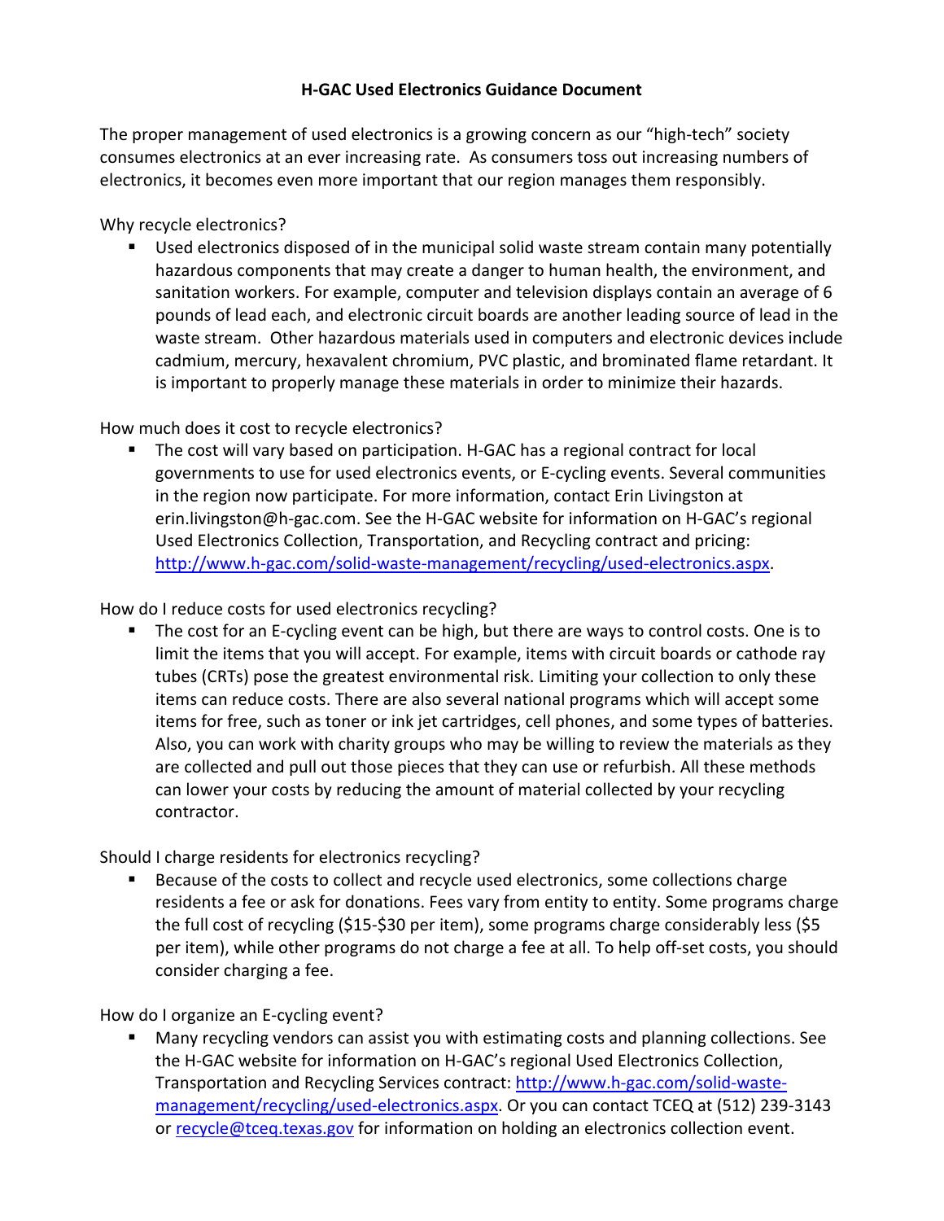# H-GAC Used Electronics Guidance Document

The proper management of used electronics is a growing concern as our "high-tech" society consumes electronics at an ever increasing rate. As consumers toss out increasing numbers of electronics, it becomes even more important that our region manages them responsibly.

Why recycle electronics?

- Used electronics disposed of in the municipal solid waste stream contain many potentially hazardous components that may create a danger to human health, the environment, and sanitation workers. For example, computer and television displays contain an average of 6 pounds of lead each, and electronic circuit boards are another leading source of lead in the waste stream. Other hazardous materials used in computers and electronic devices include cadmium, mercury, hexavalent chromium, PVC plastic, and brominated flame retardant. It is important to properly manage these materials in order to minimize their hazards.

How much does it cost to recycle electronics?

- The cost will vary based on participation. H-GAC has a regional contract for local governments to use for used electronics events, or E-cycling events. Several communities in the region now participate. For more information, contact Erin Livingston at erin.livingston@h-gac.com. See the H-GAC website for information on H-GAC's regional Used Electronics Collection, Transportation, and Recycling contract and pricing: [http://www.h-gac.com/solid-waste-management/recycling/used-electronics.aspx](http://www.h-gac.com/solid-waste-management/recycling/used-electronics.aspx).

How do I reduce costs for used electronics recycling?

- The cost for an E-cycling event can be high, but there are ways to control costs. One is to limit the items that you will accept. For example, items with circuit boards or cathode ray tubes (CRTs) pose the greatest environmental risk. Limiting your collection to only these items can reduce costs. There are also several national programs which will accept some items for free, such as toner or ink jet cartridges, cell phones, and some types of batteries. Also, you can work with charity groups who may be willing to review the materials as they are collected and pull out those pieces that they can use or refurbish. All these methods can lower your costs by reducing the amount of material collected by your recycling contractor.

Should I charge residents for electronics recycling?

- Because of the costs to collect and recycle used electronics, some collections charge residents a fee or ask for donations. Fees vary from entity to entity. Some programs charge the full cost of recycling ($15-$30 per item), some programs charge considerably less ($5 per item), while other programs do not charge a fee at all. To help off-set costs, you should consider charging a fee.

How do I organize an E-cycling event?

- Many recycling vendors can assist you with estimating costs and planning collections. See the H-GAC website for information on H-GAC's regional Used Electronics Collection, Transportation and Recycling Services contract: [http://www.h-gac.com/solid-waste-management/recycling/used-electronics.aspx](http://www.h-gac.com/solid-waste-management/recycling/used-electronics.aspx). Or you can contact TCEQ at (512) 239-3143 or [recycle@tceq.texas.gov](mailto:recycle@tceq.texas.gov) for information on holding an electronics collection event.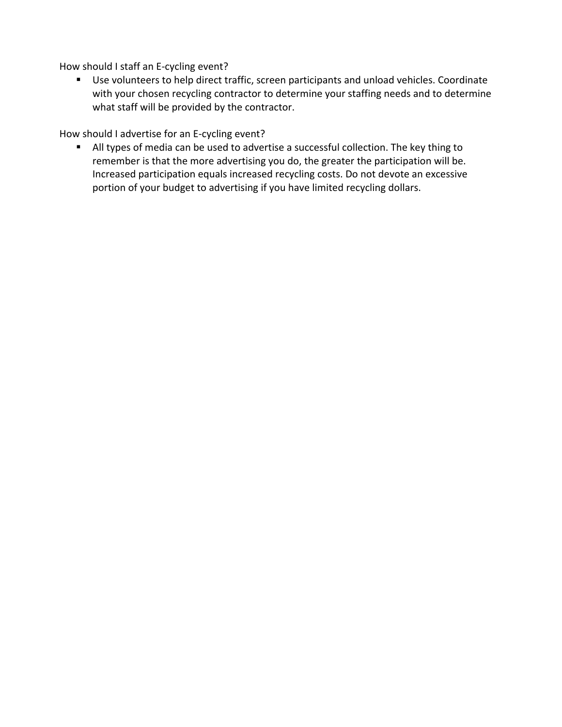How should I staff an E-cycling event?

- Use volunteers to help direct traffic, screen participants and unload vehicles. Coordinate with your chosen recycling contractor to determine your staffing needs and to determine what staff will be provided by the contractor.

How should I advertise for an E-cycling event?

- All types of media can be used to advertise a successful collection. The key thing to remember is that the more advertising you do, the greater the participation will be. Increased participation equals increased recycling costs. Do not devote an excessive portion of your budget to advertising if you have limited recycling dollars.